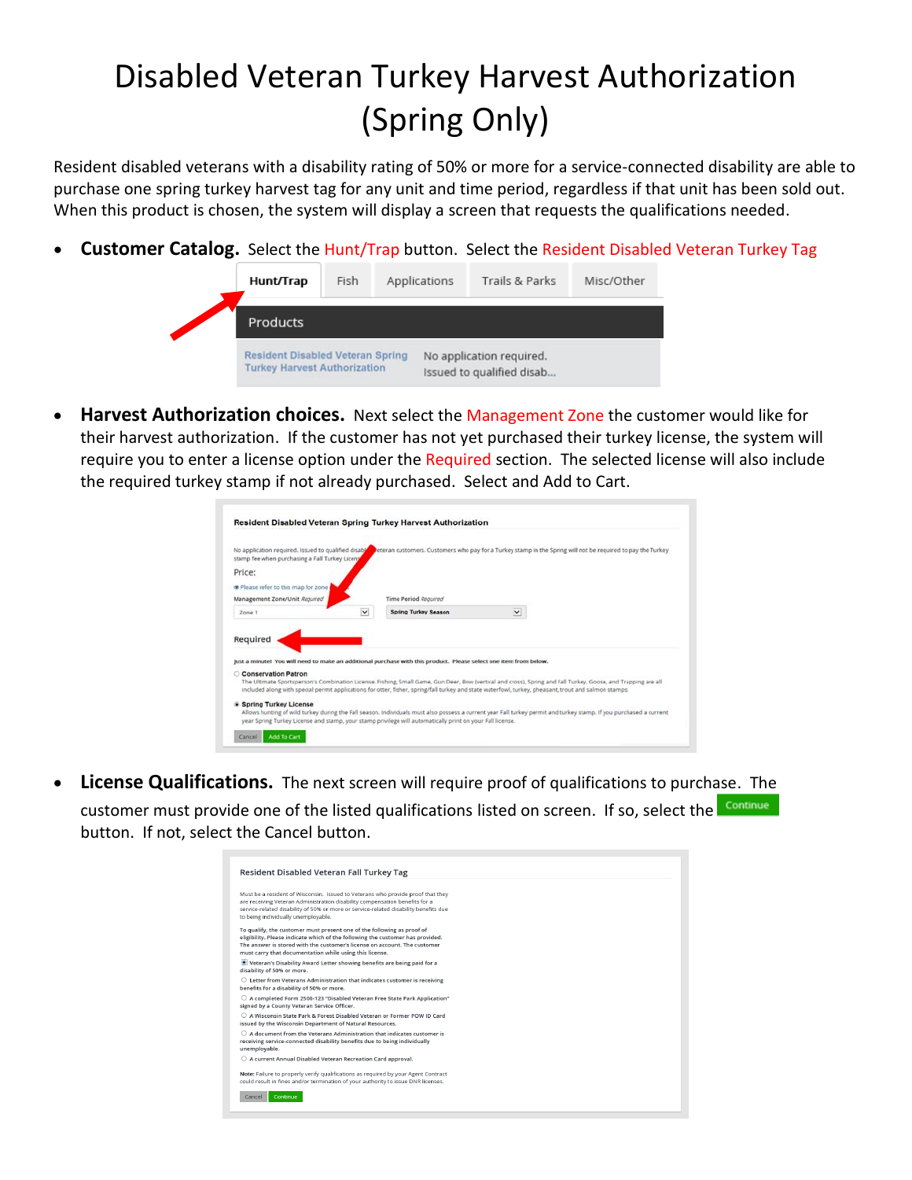# Disabled Veteran Turkey Harvest Authorization (Spring Only)

Resident disabled veterans with a disability rating of 50% or more for a service-connected disability are able to purchase one spring turkey harvest tag for any unit and time period, regardless if that unit has been sold out. When this product is chosen, the system will display a screen that requests the qualifications needed.

- **Customer Catalog.** Select the Hunt/Trap button. Select the Resident Disabled Veteran Turkey Tag

- **Harvest Authorization choices.** Next select the Management Zone the customer would like for their harvest authorization. If the customer has not yet purchased their turkey license, the system will require you to enter a license option under the Required section. The selected license will also include the required turkey stamp if not already purchased. Select and Add to Cart.

- **License Qualifications.** The next screen will require proof of qualifications to purchase. The customer must provide one of the listed qualifications listed on screen. If so, select the Continue button. If not, select the Cancel button.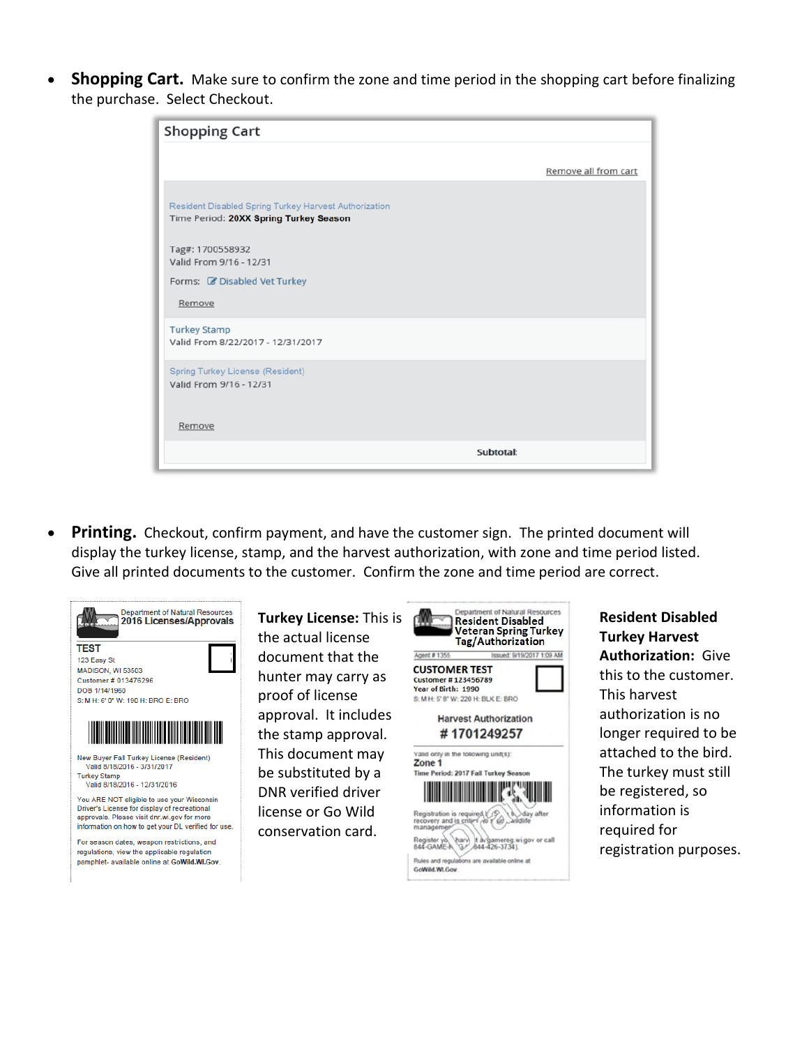- **Shopping Cart.** Make sure to confirm the zone and time period in the shopping cart before finalizing the purchase. Select Checkout.

Shopping Cart

Remove all from cart

Resident Disabled Spring Turkey Harvest Authorization
Time Period: **20XX Spring Turkey Season**

Tag#: 1700558932
Valid From 9/16 - 12/31

Forms: Disabled Vet Turkey

Remove

Turkey Stamp
Valid From 8/22/2017 - 12/31/2017

Spring Turkey License (Resident)
Valid From 9/16 - 12/31

Remove

Subtotal:

- **Printing.** Checkout, confirm payment, and have the customer sign. The printed document will display the turkey license, stamp, and the harvest authorization, with zone and time period listed. Give all printed documents to the customer. Confirm the zone and time period are correct.

Department of Natural Resources
2016 Licenses/Approvals

TEST
123 Easy St
MADISON, WI 53503
Customer # 013476296
DOB 1/14/1960
S: M H: 6' 0" W: 190 H: BRO E: BRO

New Buyer Fall Turkey License (Resident)
Valid 8/18/2016 - 3/31/2017
Turkey Stamp
Valid 8/18/2016 - 12/31/2016

You ARE NOT eligible to use your Wisconsin Driver's License for display of recreational approvals. Please visit dnr.wi.gov for more information on how to get your DL verified for use.

For season dates, weapon restrictions, and regulations, view the applicable regulation pamphlet- available online at GoWild.WI.Gov.

**Turkey License:** This is the actual license document that the hunter may carry as proof of license approval. It includes the stamp approval. This document may be substituted by a DNR verified driver license or Go Wild conservation card.

Department of Natural Resources
Resident Disabled Veteran Spring Turkey Tag/Authorization

Agent # 1355 Issued: 9/19/2017 1:09 AM

CUSTOMER TEST
Customer # 123456789
Year of Birth: 1990
S: M H: 5' 8" W: 220 H: BLK E: BRO

Harvest Authorization
# 1701249257

Valid only in the following unit(s):
Zone 1
Time Period: 2017 Fall Turkey Season

Registration is required ... day after recovery and is critical to ... wildlife management.

Register your harvest at gameregs.wi.gov or call 844-GAME-REG (844-426-3734).

Rules and regulations are available online at GoWild.WI.Gov

**Resident Disabled Turkey Harvest Authorization:** Give this to the customer. This harvest authorization is no longer required to be attached to the bird. The turkey must still be registered, so information is required for registration purposes.